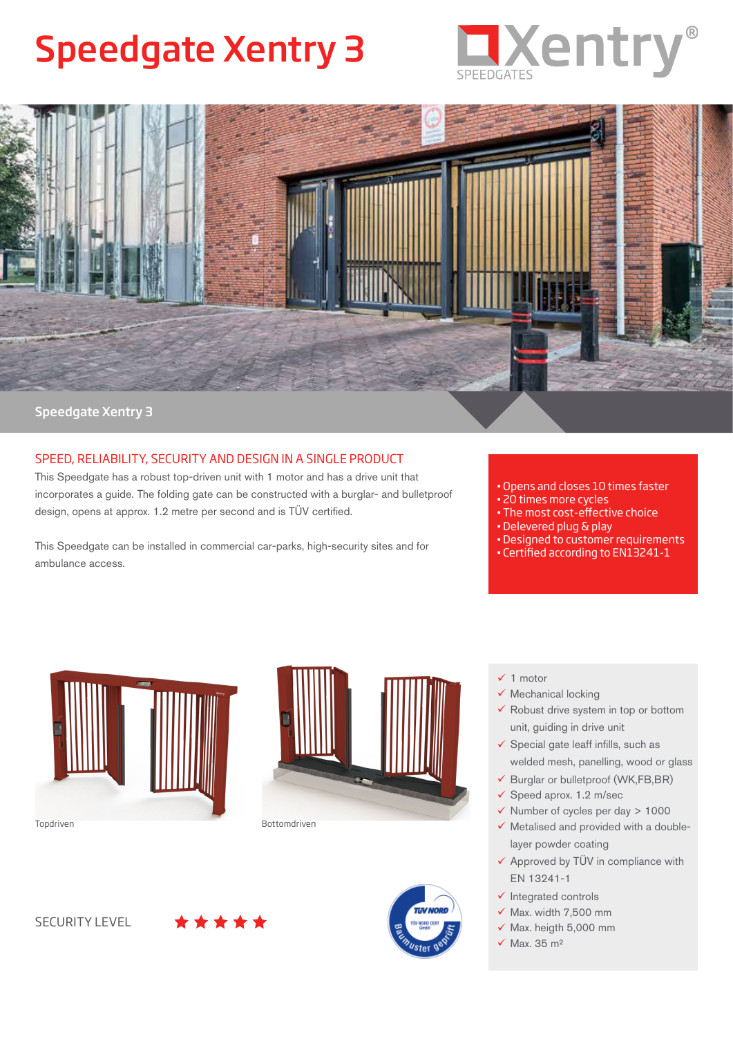# Speedgate Xentry 3

Xentry® SPEEDGATES

Speedgate Xentry 3

## SPEED, RELIABILITY, SECURITY AND DESIGN IN A SINGLE PRODUCT

This Speedgate has a robust top-driven unit with 1 motor and has a drive unit that incorporates a guide. The folding gate can be constructed with a burglar- and bulletproof design, opens at approx. 1.2 metre per second and is TÜV certified.

This Speedgate can be installed in commercial car-parks, high-security sites and for ambulance access.

- Opens and closes 10 times faster
- 20 times more cycles
- The most cost-effective choice
- Delevered plug & play
- Designed to customer requirements
- Certified according to EN13241-1

Topdriven

Bottomdriven

- ✓ 1 motor
- ✓ Mechanical locking
- ✓ Robust drive system in top or bottom unit, guiding in drive unit
- ✓ Special gate leaff infills, such as welded mesh, panelling, wood or glass
- ✓ Burglar or bulletproof (WK,FB,BR)
- ✓ Speed aprox. 1.2 m/sec
- ✓ Number of cycles per day > 1000
- ✓ Metalised and provided with a double-layer powder coating
- ✓ Approved by TÜV in compliance with EN 13241-1
- ✓ Integrated controls
- ✓ Max. width 7,500 mm
- ✓ Max. heigth 5,000 mm
- ✓ Max. 35 m²

SECURITY LEVEL ★★★★★

TÜV NORD – TÜV NORD CERT GmbH – Baumuster geprüft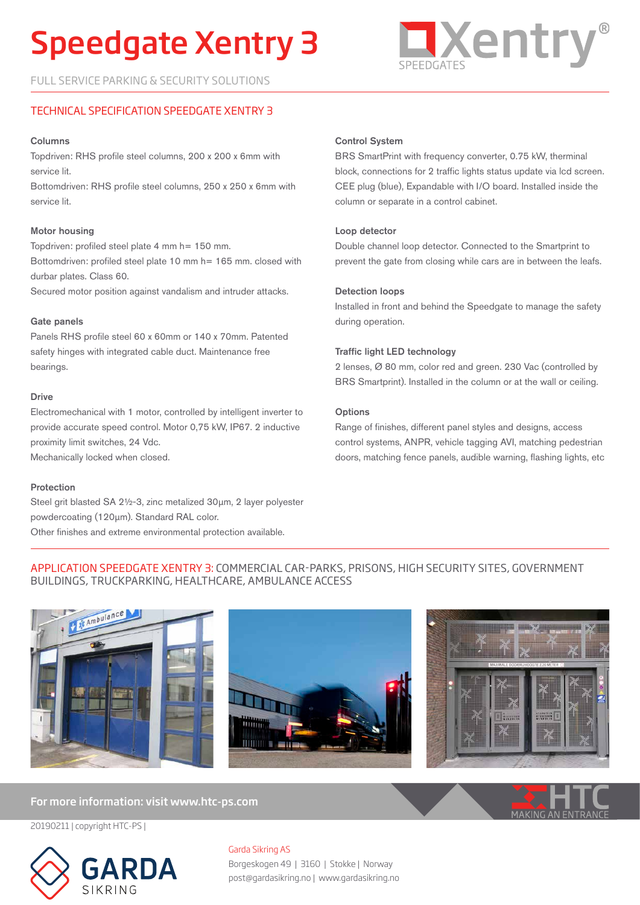# Speedgate Xentry 3

FULL SERVICE PARKING & SECURITY SOLUTIONS

## TECHNICAL SPECIFICATION SPEEDGATE XENTRY 3

### Columns

Topdriven: RHS profile steel columns, 200 x 200 x 6mm with service lit.
Bottomdriven: RHS profile steel columns, 250 x 250 x 6mm with service lit.

### Motor housing

Topdriven: profiled steel plate 4 mm h= 150 mm.
Bottomdriven: profiled steel plate 10 mm h= 165 mm. closed with durbar plates. Class 60.
Secured motor position against vandalism and intruder attacks.

### Gate panels

Panels RHS profile steel 60 x 60mm or 140 x 70mm. Patented safety hinges with integrated cable duct. Maintenance free bearings.

### Drive

Electromechanical with 1 motor, controlled by intelligent inverter to provide accurate speed control. Motor 0,75 kW, IP67. 2 inductive proximity limit switches, 24 Vdc.
Mechanically locked when closed.

### Protection

Steel grit blasted SA 2½-3, zinc metalized 30µm, 2 layer polyester powdercoating (120µm). Standard RAL color.
Other finishes and extreme environmental protection available.

### Control System

BRS SmartPrint with frequency converter, 0.75 kW, therminal block, connections for 2 traffic lights status update via lcd screen. CEE plug (blue), Expandable with I/O board. Installed inside the column or separate in a control cabinet.

### Loop detector

Double channel loop detector. Connected to the Smartprint to prevent the gate from closing while cars are in between the leafs.

### Detection loops

Installed in front and behind the Speedgate to manage the safety during operation.

### Traffic light LED technology

2 lenses, Ø 80 mm, color red and green. 230 Vac (controlled by BRS Smartprint). Installed in the column or at the wall or ceiling.

### Options

Range of finishes, different panel styles and designs, access control systems, ANPR, vehicle tagging AVI, matching pedestrian doors, matching fence panels, audible warning, flashing lights, etc

## APPLICATION SPEEDGATE XENTRY 3: COMMERCIAL CAR-PARKS, PRISONS, HIGH SECURITY SITES, GOVERNMENT BUILDINGS, TRUCKPARKING, HEALTHCARE, AMBULANCE ACCESS

For more information: visit www.htc-ps.com

20190211 | copyright HTC-PS |

Garda Sikring AS
Borgeskogen 49 | 3160 | Stokke | Norway
post@gardasikring.no | www.gardasikring.no